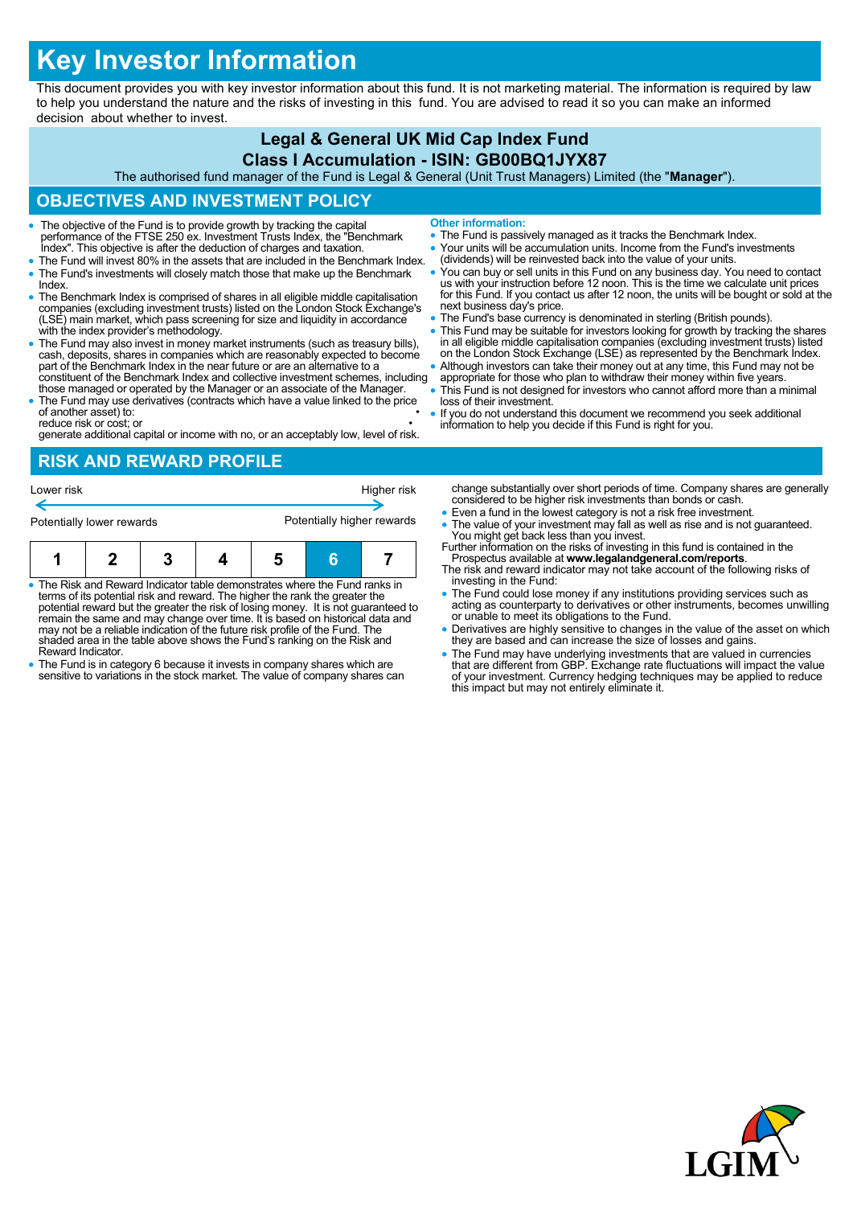# Key Investor Information

This document provides you with key investor information about this fund. It is not marketing material. The information is required by law to help you understand the nature and the risks of investing in this fund. You are advised to read it so you can make an informed decision about whether to invest.

## Legal & General UK Mid Cap Index Fund

## Class I Accumulation - ISIN: GB00BQ1JYX87

The authorised fund manager of the Fund is Legal & General (Unit Trust Managers) Limited (the "**Manager**").

## OBJECTIVES AND INVESTMENT POLICY

- The objective of the Fund is to provide growth by tracking the capital performance of the FTSE 250 ex. Investment Trusts Index, the "Benchmark Index". This objective is after the deduction of charges and taxation.
- The Fund will invest 80% in the assets that are included in the Benchmark Index.
- The Fund's investments will closely match those that make up the Benchmark Index.
- The Benchmark Index is comprised of shares in all eligible middle capitalisation companies (excluding investment trusts) listed on the London Stock Exchange's (LSE) main market, which pass screening for size and liquidity in accordance with the index provider's methodology.
- The Fund may also invest in money market instruments (such as treasury bills), cash, deposits, shares in companies which are reasonably expected to become part of the Benchmark Index in the near future or are an alternative to a constituent of the Benchmark Index and collective investment schemes, including those managed or operated by the Manager or an associate of the Manager.
- The Fund may use derivatives (contracts which have a value linked to the price of another asset) to:
  - reduce risk or cost; or
  - generate additional capital or income with no, or an acceptably low, level of risk.

**Other information:**

- The Fund is passively managed as it tracks the Benchmark Index.
- Your units will be accumulation units. Income from the Fund's investments (dividends) will be reinvested back into the value of your units.
- You can buy or sell units in this Fund on any business day. You need to contact us with your instruction before 12 noon. This is the time we calculate unit prices for this Fund. If you contact us after 12 noon, the units will be bought or sold at the next business day's price.
- The Fund's base currency is denominated in sterling (British pounds).
- This Fund may be suitable for investors looking for growth by tracking the shares in all eligible middle capitalisation companies (excluding investment trusts) listed on the London Stock Exchange (LSE) as represented by the Benchmark Index.
- Although investors can take their money out at any time, this Fund may not be appropriate for those who plan to withdraw their money within five years.
- This Fund is not designed for investors who cannot afford more than a minimal loss of their investment.
- If you do not understand this document we recommend you seek additional information to help you decide if this Fund is right for you.

## RISK AND REWARD PROFILE

Lower risk ← → Higher risk

Potentially lower rewards — Potentially higher rewards

| 1 | 2 | 3 | 4 | 5 | **6** | 7 |
|---|---|---|---|---|---|---|

- The Risk and Reward Indicator table demonstrates where the Fund ranks in terms of its potential risk and reward. The higher the rank the greater the potential reward but the greater the risk of losing money. It is not guaranteed to remain the same and may change over time. It is based on historical data and may not be a reliable indication of the future risk profile of the Fund. The shaded area in the table above shows the Fund's ranking on the Risk and Reward Indicator.
- The Fund is in category 6 because it invests in company shares which are sensitive to variations in the stock market. The value of company shares can change substantially over short periods of time. Company shares are generally considered to be higher risk investments than bonds or cash.
- Even a fund in the lowest category is not a risk free investment.
- The value of your investment may fall as well as rise and is not guaranteed. You might get back less than you invest.

Further information on the risks of investing in this fund is contained in the Prospectus available at **www.legalandgeneral.com/reports**.

The risk and reward indicator may not take account of the following risks of investing in the Fund:

- The Fund could lose money if any institutions providing services such as acting as counterparty to derivatives or other instruments, becomes unwilling or unable to meet its obligations to the Fund.
- Derivatives are highly sensitive to changes in the value of the asset on which they are based and can increase the size of losses and gains.
- The Fund may have underlying investments that are valued in currencies that are different from GBP. Exchange rate fluctuations will impact the value of your investment. Currency hedging techniques may be applied to reduce this impact but may not entirely eliminate it.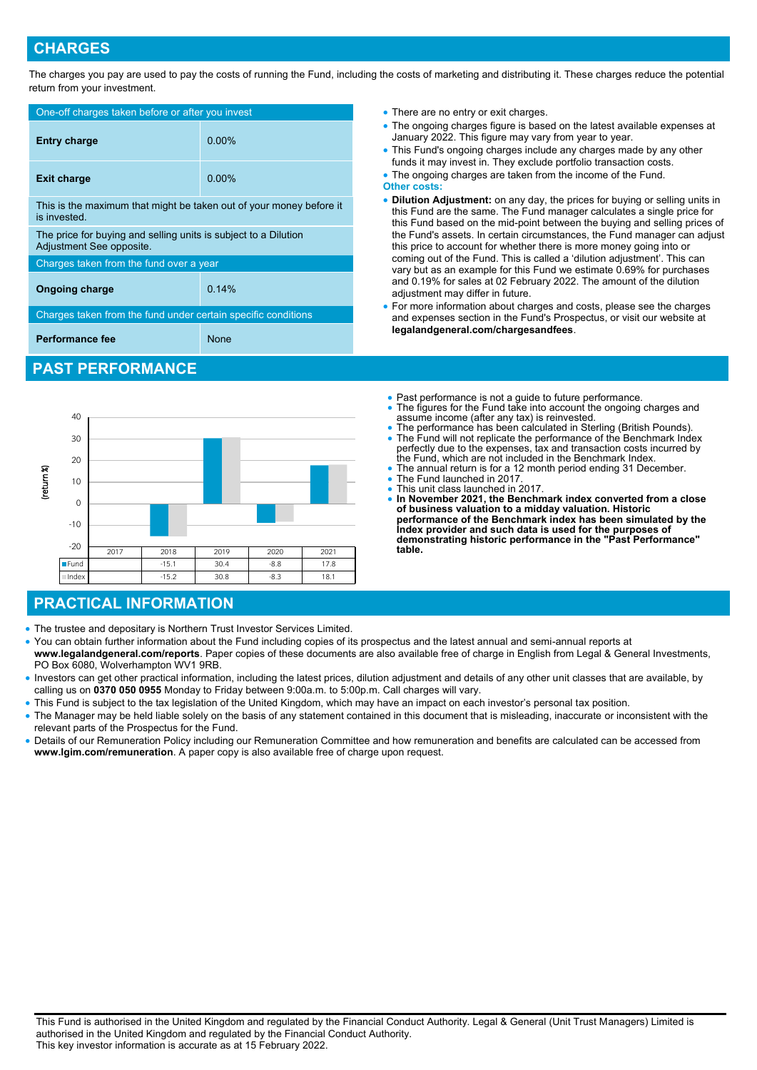## CHARGES

The charges you pay are used to pay the costs of running the Fund, including the costs of marketing and distributing it. These charges reduce the potential return from your investment.

| One-off charges taken before or after you invest | |
|---|---|
| **Entry charge** | 0.00% |
| **Exit charge** | 0.00% |
| This is the maximum that might be taken out of your money before it is invested. | |
| The price for buying and selling units is subject to a Dilution Adjustment See opposite. | |
| Charges taken from the fund over a year | |
| **Ongoing charge** | 0.14% |
| Charges taken from the fund under certain specific conditions | |
| **Performance fee** | None |

- There are no entry or exit charges.
- The ongoing charges figure is based on the latest available expenses at January 2022. This figure may vary from year to year.
- This Fund's ongoing charges include any charges made by any other funds it may invest in. They exclude portfolio transaction costs.
- The ongoing charges are taken from the income of the Fund.

**Other costs:**

- **Dilution Adjustment:** on any day, the prices for buying or selling units in this Fund are the same. The Fund manager calculates a single price for this Fund based on the mid-point between the buying and selling prices of the Fund's assets. In certain circumstances, the Fund manager can adjust this price to account for whether there is more money going into or coming out of the Fund. This is called a 'dilution adjustment'. This can vary but as an example for this Fund we estimate 0.69% for purchases and 0.19% for sales at 02 February 2022. The amount of the dilution adjustment may differ in future.
- For more information about charges and costs, please see the charges and expenses section in the Fund's Prospectus, or visit our website at **legalandgeneral.com/chargesandfees**.

## PAST PERFORMANCE

(return %)
40
30
20
10
0
-10
-20

| | 2017 | 2018 | 2019 | 2020 | 2021 |
|---|---|---|---|---|---|
| Fund | | -15.1 | 30.4 | -8.8 | 17.8 |
| Index | | -15.2 | 30.8 | -8.3 | 18.1 |

- Past performance is not a guide to future performance.
- The figures for the Fund take into account the ongoing charges and assume income (after any tax) is reinvested.
- The performance has been calculated in Sterling (British Pounds).
- The Fund will not replicate the performance of the Benchmark Index perfectly due to the expenses, tax and transaction costs incurred by the Fund, which are not included in the Benchmark Index.
- The annual return is for a 12 month period ending 31 December.
- The Fund launched in 2017.
- This unit class launched in 2017.
- **In November 2021, the Benchmark index converted from a close of business valuation to a midday valuation. Historic performance of the Benchmark index has been simulated by the Index provider and such data is used for the purposes of demonstrating historic performance in the "Past Performance" table.**

## PRACTICAL INFORMATION

- The trustee and depositary is Northern Trust Investor Services Limited.
- You can obtain further information about the Fund including copies of its prospectus and the latest annual and semi-annual reports at **www.legalandgeneral.com/reports**. Paper copies of these documents are also available free of charge in English from Legal & General Investments, PO Box 6080, Wolverhampton WV1 9RB.
- Investors can get other practical information, including the latest prices, dilution adjustment and details of any other unit classes that are available, by calling us on **0370 050 0955** Monday to Friday between 9:00a.m. to 5:00p.m. Call charges will vary.
- This Fund is subject to the tax legislation of the United Kingdom, which may have an impact on each investor's personal tax position.
- The Manager may be held liable solely on the basis of any statement contained in this document that is misleading, inaccurate or inconsistent with the relevant parts of the Prospectus for the Fund.
- Details of our Remuneration Policy including our Remuneration Committee and how remuneration and benefits are calculated can be accessed from **www.lgim.com/remuneration**. A paper copy is also available free of charge upon request.

This Fund is authorised in the United Kingdom and regulated by the Financial Conduct Authority. Legal & General (Unit Trust Managers) Limited is authorised in the United Kingdom and regulated by the Financial Conduct Authority.
This key investor information is accurate as at 15 February 2022.